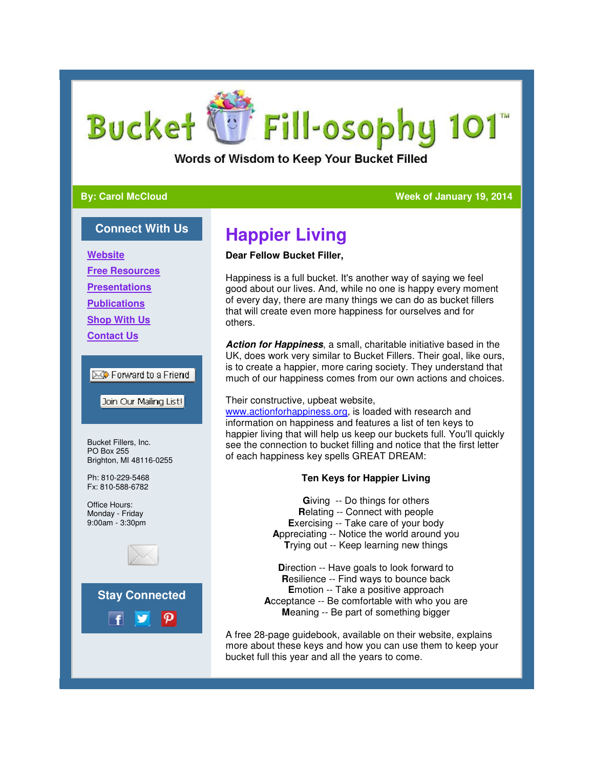# Bucket Fill-osophy 101™

Words of Wisdom to Keep Your Bucket Filled

**By: Carol McCloud** — **Week of January 19, 2014**

## Connect With Us

- Website
- Free Resources
- Presentations
- Publications
- Shop With Us
- Contact Us

Forward to a Friend

Join Our Mailing List!

Bucket Fillers, Inc.
PO Box 255
Brighton, MI 48116-0255

Ph: 810-229-5468
Fx: 810-588-6782

Office Hours:
Monday - Friday
9:00am - 3:30pm

## Stay Connected

# Happier Living

**Dear Fellow Bucket Filler,**

Happiness is a full bucket. It's another way of saying we feel good about our lives. And, while no one is happy every moment of every day, there are many things we can do as bucket fillers that will create even more happiness for ourselves and for others.

***Action for Happiness***, a small, charitable initiative based in the UK, does work very similar to Bucket Fillers. Their goal, like ours, is to create a happier, more caring society. They understand that much of our happiness comes from our own actions and choices.

Their constructive, upbeat website, www.actionforhappiness.org, is loaded with research and information on happiness and features a list of ten keys to happier living that will help us keep our buckets full. You'll quickly see the connection to bucket filling and notice that the first letter of each happiness key spells GREAT DREAM:

**Ten Keys for Happier Living**

**G**iving -- Do things for others
**R**elating -- Connect with people
**E**xercising -- Take care of your body
**A**ppreciating -- Notice the world around you
**T**rying out -- Keep learning new things

**D**irection -- Have goals to look forward to
**R**esilience -- Find ways to bounce back
**E**motion -- Take a positive approach
**A**cceptance -- Be comfortable with who you are
**M**eaning -- Be part of something bigger

A free 28-page guidebook, available on their website, explains more about these keys and how you can use them to keep your bucket full this year and all the years to come.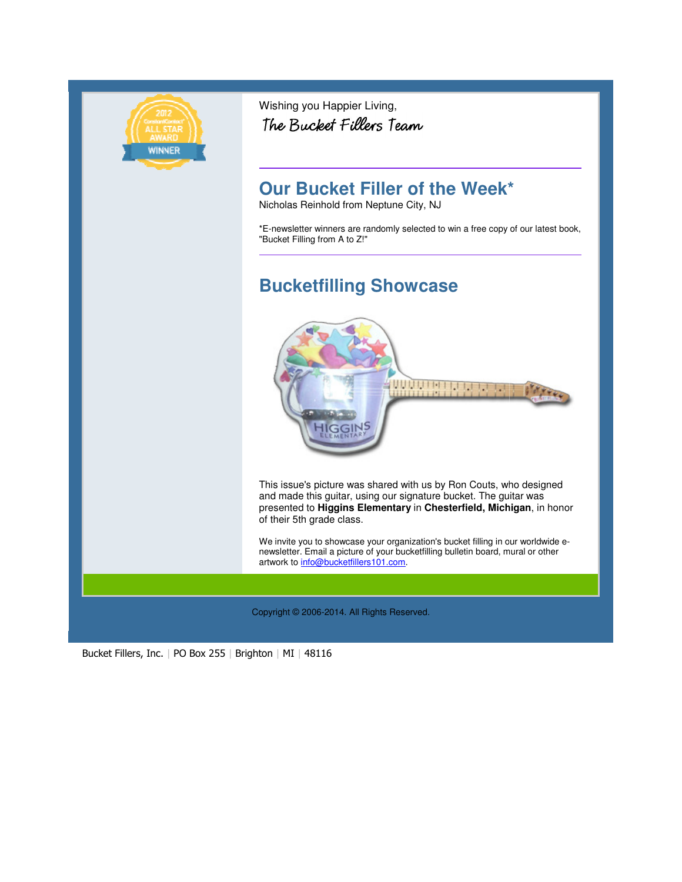Wishing you Happier Living,

The Bucket Fillers Team

## Our Bucket Filler of the Week*

Nicholas Reinhold from Neptune City, NJ

*E-newsletter winners are randomly selected to win a free copy of our latest book, "Bucket Filling from A to Z!"

## Bucketfilling Showcase

This issue's picture was shared with us by Ron Couts, who designed and made this guitar, using our signature bucket. The guitar was presented to **Higgins Elementary** in **Chesterfield, Michigan**, in honor of their 5th grade class.

We invite you to showcase your organization's bucket filling in our worldwide e-newsletter. Email a picture of your bucketfilling bulletin board, mural or other artwork to info@bucketfillers101.com.

Copyright © 2006-2014. All Rights Reserved.

Bucket Fillers, Inc. | PO Box 255 | Brighton | MI | 48116